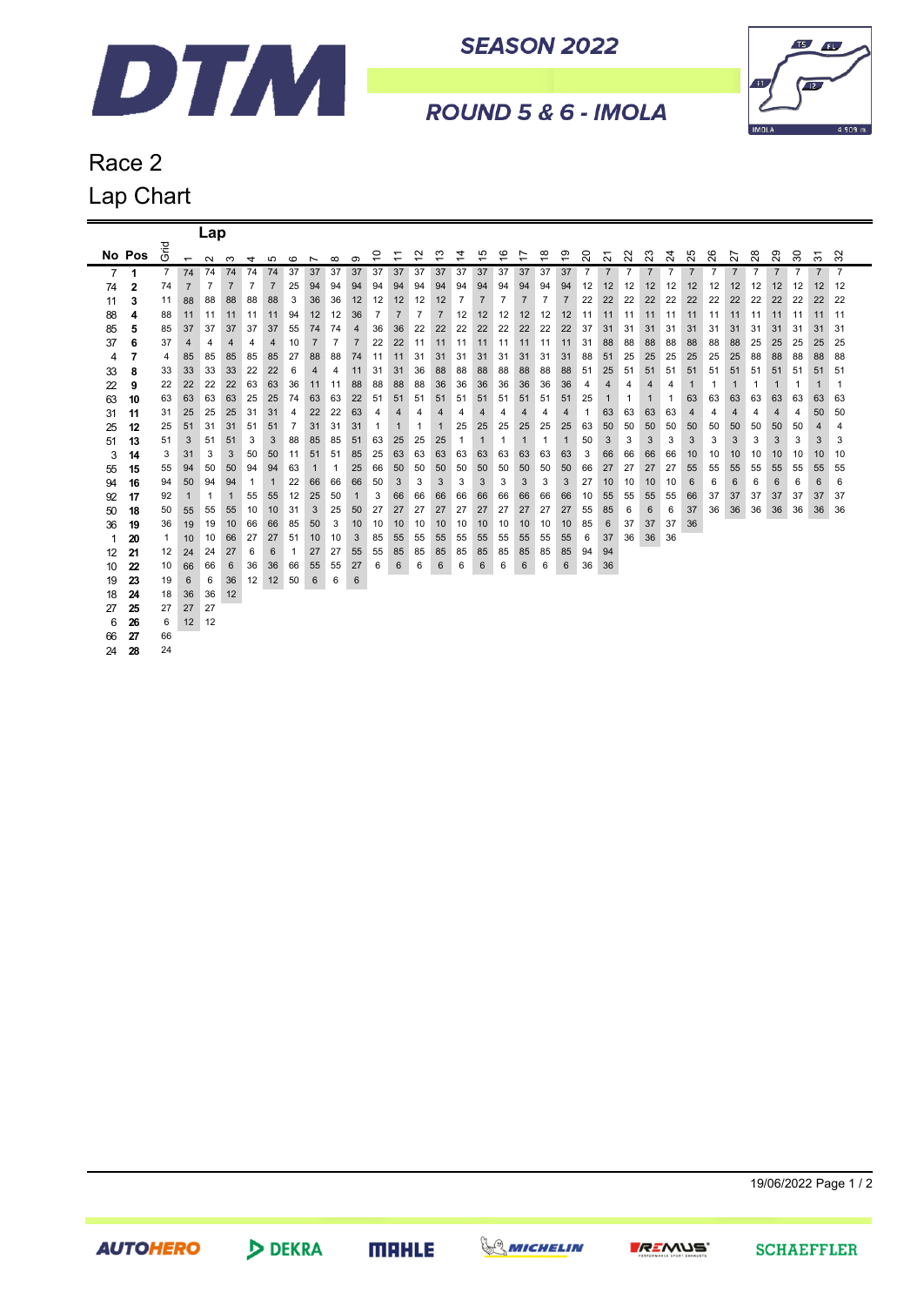# DTM SEASON 2022

## ROUND 5 & 6 - IMOLA

# Race 2

## Lap Chart

| No | Pos | Grid | 1 | 2 | 3 | 4 | 5 | 6 | 7 | 8 | 9 | 10 | 11 | 12 | 13 | 14 | 15 | 16 | 17 | 18 | 19 | 20 | 21 | 22 | 23 | 24 | 25 | 26 | 27 | 28 | 29 | 30 | 31 | 32 |
|---|---|---|---|---|---|---|---|---|---|---|---|---|---|---|---|---|---|---|---|---|---|---|---|---|---|---|---|---|---|---|---|---|---|---|
| 7 | 1 | 7 | 74 | 74 | 74 | 74 | 74 | 37 | 37 | 37 | 37 | 37 | 37 | 37 | 37 | 37 | 37 | 37 | 37 | 37 | 37 | 7 | 7 | 7 | 7 | 7 | 7 | 7 | 7 | 7 | 7 | 7 | 7 | 7 |
| 74 | 2 | 74 | 7 | 7 | 7 | 7 | 7 | 25 | 94 | 94 | 94 | 94 | 94 | 94 | 94 | 94 | 94 | 94 | 94 | 94 | 94 | 12 | 12 | 12 | 12 | 12 | 12 | 12 | 12 | 12 | 12 | 12 | 12 | 12 |
| 11 | 3 | 11 | 88 | 88 | 88 | 88 | 88 | 3 | 36 | 36 | 12 | 12 | 12 | 12 | 12 | 7 | 7 | 7 | 7 | 7 | 7 | 22 | 22 | 22 | 22 | 22 | 22 | 22 | 22 | 22 | 22 | 22 | 22 | 22 |
| 88 | 4 | 88 | 11 | 11 | 11 | 11 | 11 | 94 | 12 | 12 | 36 | 7 | 7 | 7 | 7 | 12 | 12 | 12 | 12 | 12 | 12 | 11 | 11 | 11 | 11 | 11 | 11 | 11 | 11 | 11 | 11 | 11 | 11 | 11 |
| 85 | 5 | 85 | 37 | 37 | 37 | 37 | 37 | 55 | 74 | 74 | 4 | 36 | 36 | 22 | 22 | 22 | 22 | 22 | 22 | 22 | 22 | 37 | 31 | 31 | 31 | 31 | 31 | 31 | 31 | 31 | 31 | 31 | 31 | 31 |
| 37 | 6 | 37 | 4 | 4 | 4 | 4 | 4 | 10 | 7 | 7 | 7 | 22 | 22 | 11 | 11 | 11 | 11 | 11 | 11 | 11 | 11 | 31 | 88 | 88 | 88 | 88 | 88 | 88 | 88 | 25 | 25 | 25 | 25 | 25 |
| 4 | 7 | 4 | 85 | 85 | 85 | 85 | 85 | 27 | 88 | 88 | 74 | 11 | 11 | 31 | 31 | 31 | 31 | 31 | 31 | 31 | 31 | 88 | 51 | 25 | 25 | 25 | 25 | 25 | 25 | 88 | 88 | 88 | 88 | 88 |
| 33 | 8 | 33 | 33 | 33 | 33 | 22 | 22 | 6 | 4 | 4 | 11 | 31 | 31 | 36 | 88 | 88 | 88 | 88 | 88 | 88 | 88 | 51 | 25 | 51 | 51 | 51 | 51 | 51 | 51 | 51 | 51 | 51 | 51 | 51 |
| 22 | 9 | 22 | 22 | 22 | 22 | 63 | 63 | 36 | 11 | 11 | 88 | 88 | 88 | 88 | 36 | 36 | 36 | 36 | 36 | 36 | 36 | 4 | 4 | 4 | 4 | 4 | 1 | 1 | 1 | 1 | 1 | 1 | 1 | 1 |
| 63 | 10 | 63 | 63 | 63 | 63 | 25 | 25 | 74 | 63 | 63 | 22 | 51 | 51 | 51 | 51 | 51 | 51 | 51 | 51 | 51 | 51 | 25 | 1 | 1 | 1 | 1 | 63 | 63 | 63 | 63 | 63 | 63 | 63 | 63 |
| 31 | 11 | 31 | 25 | 25 | 25 | 31 | 31 | 4 | 22 | 22 | 63 | 4 | 4 | 4 | 4 | 4 | 4 | 4 | 4 | 4 | 4 | 1 | 63 | 63 | 63 | 63 | 4 | 4 | 4 | 4 | 4 | 4 | 50 | 50 |
| 25 | 12 | 25 | 51 | 31 | 31 | 51 | 51 | 7 | 31 | 31 | 31 | 1 | 1 | 1 | 1 | 25 | 25 | 25 | 25 | 25 | 25 | 63 | 50 | 50 | 50 | 50 | 50 | 50 | 50 | 50 | 50 | 50 | 4 | 4 |
| 51 | 13 | 51 | 3 | 51 | 51 | 3 | 3 | 88 | 85 | 85 | 51 | 63 | 25 | 25 | 25 | 1 | 1 | 1 | 1 | 1 | 1 | 50 | 3 | 3 | 3 | 3 | 3 | 3 | 3 | 3 | 3 | 3 | 3 | 3 |
| 3 | 14 | 3 | 31 | 3 | 3 | 50 | 50 | 11 | 51 | 51 | 85 | 25 | 63 | 63 | 63 | 63 | 63 | 63 | 63 | 63 | 63 | 3 | 66 | 66 | 66 | 66 | 10 | 10 | 10 | 10 | 10 | 10 | 10 | 10 |
| 55 | 15 | 55 | 94 | 50 | 50 | 94 | 94 | 63 | 1 | 1 | 25 | 66 | 50 | 50 | 50 | 50 | 50 | 50 | 50 | 50 | 50 | 66 | 27 | 27 | 27 | 27 | 55 | 55 | 55 | 55 | 55 | 55 | 55 | 55 |
| 94 | 16 | 94 | 50 | 94 | 94 | 1 | 1 | 22 | 66 | 66 | 66 | 50 | 3 | 3 | 3 | 3 | 3 | 3 | 3 | 3 | 3 | 27 | 10 | 10 | 10 | 10 | 6 | 6 | 6 | 6 | 6 | 6 | 6 | 6 |
| 92 | 17 | 92 | 1 | 1 | 1 | 55 | 55 | 12 | 25 | 50 | 1 | 3 | 66 | 66 | 66 | 66 | 66 | 66 | 66 | 66 | 66 | 10 | 55 | 55 | 55 | 55 | 66 | 37 | 37 | 37 | 37 | 37 | 37 | 37 |
| 50 | 18 | 50 | 55 | 55 | 55 | 10 | 10 | 31 | 3 | 25 | 50 | 27 | 27 | 27 | 27 | 27 | 27 | 27 | 27 | 27 | 27 | 55 | 85 | 6 | 6 | 6 | 37 | 36 | 36 | 36 | 36 | 36 | 36 | 36 |
| 36 | 19 | 36 | 19 | 19 | 10 | 66 | 66 | 85 | 50 | 3 | 10 | 10 | 10 | 10 | 10 | 10 | 10 | 10 | 10 | 10 | 10 | 85 | 6 | 37 | 37 | 37 | 36 | | | | | | | |
| 1 | 20 | 1 | 10 | 10 | 66 | 27 | 27 | 51 | 10 | 10 | 3 | 85 | 55 | 55 | 55 | 55 | 55 | 55 | 55 | 55 | 55 | 6 | 37 | 36 | 36 | 36 | | | | | | | | |
| 12 | 21 | 12 | 24 | 24 | 27 | 6 | 6 | 1 | 27 | 27 | 55 | 55 | 85 | 85 | 85 | 85 | 85 | 85 | 85 | 85 | 85 | 94 | 94 | | | | | | | | | | | |
| 10 | 22 | 10 | 66 | 66 | 6 | 36 | 36 | 66 | 55 | 55 | 27 | 6 | 6 | 6 | 6 | 6 | 6 | 6 | 6 | 6 | 6 | 36 | 36 | | | | | | | | | | | |
| 19 | 23 | 19 | 6 | 6 | 36 | 12 | 12 | 50 | 6 | 6 | 6 | | | | | | | | | | | | | | | | | | | | | | | |
| 18 | 24 | 18 | 36 | 36 | 12 | | | | | | | | | | | | | | | | | | | | | | | | | | | | | |
| 27 | 25 | 27 | 27 | 27 | | | | | | | | | | | | | | | | | | | | | | | | | | | | | | |
| 6 | 26 | 6 | 12 | 12 | | | | | | | | | | | | | | | | | | | | | | | | | | | | | | |
| 66 | 27 | 66 | | | | | | | | | | | | | | | | | | | | | | | | | | | | | | | | |
| 24 | 28 | 24 | | | | | | | | | | | | | | | | | | | | | | | | | | | | | | | | |

19/06/2022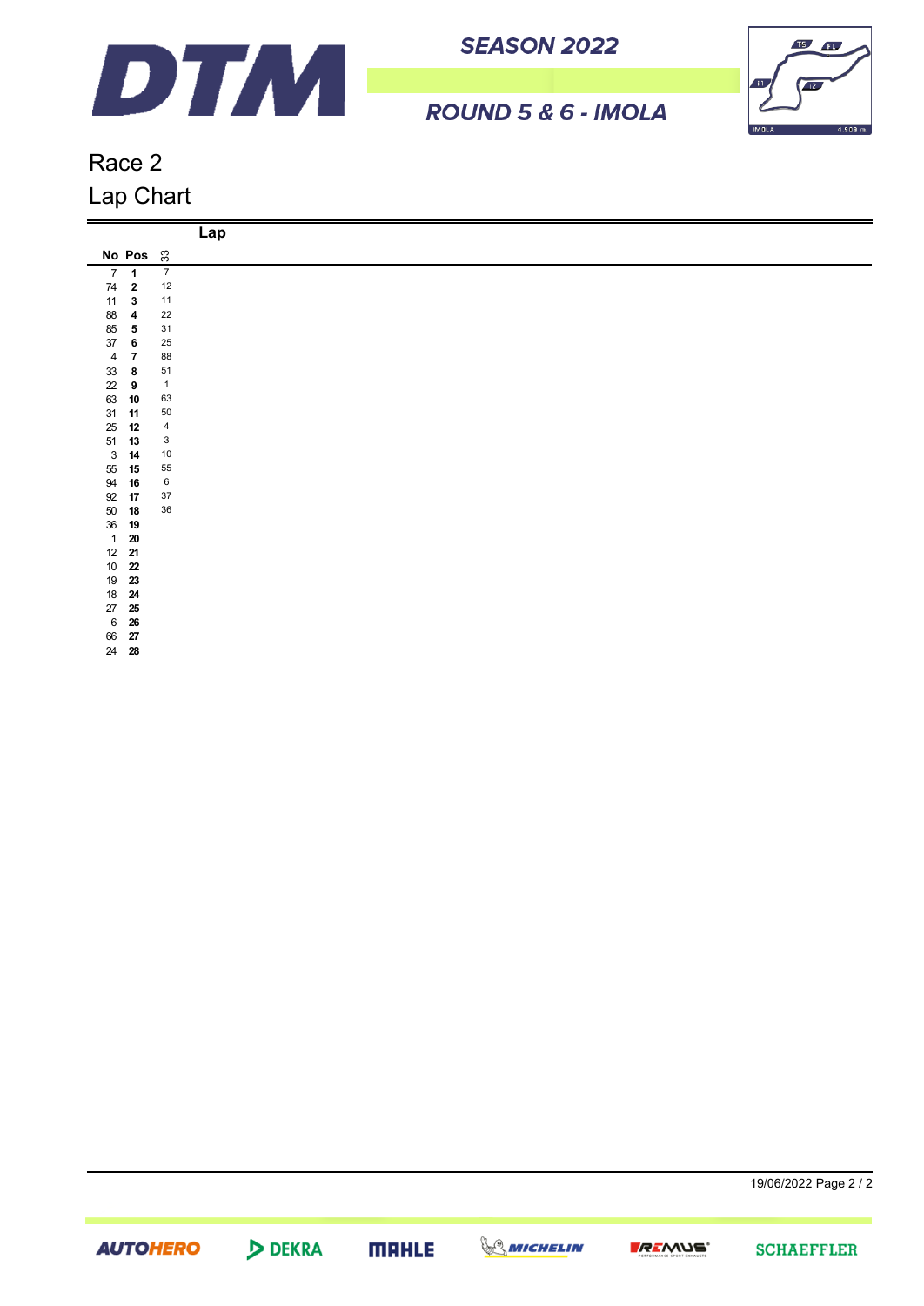SEASON 2022

ROUND 5 & 6 - IMOLA

# Race 2

## Lap Chart

| No | Pos | 33 |
|---|---|---|
| 7 | 1 | 7 |
| 74 | 2 | 12 |
| 11 | 3 | 11 |
| 88 | 4 | 22 |
| 85 | 5 | 31 |
| 37 | 6 | 25 |
| 4 | 7 | 88 |
| 33 | 8 | 51 |
| 22 | 9 | 1 |
| 63 | 10 | 63 |
| 31 | 11 | 50 |
| 25 | 12 | 4 |
| 51 | 13 | 3 |
| 3 | 14 | 10 |
| 55 | 15 | 55 |
| 94 | 16 | 6 |
| 92 | 17 | 37 |
| 50 | 18 | 36 |
| 36 | 19 | |
| 1 | 20 | |
| 12 | 21 | |
| 10 | 22 | |
| 19 | 23 | |
| 18 | 24 | |
| 27 | 25 | |
| 6 | 26 | |
| 66 | 27 | |
| 24 | 28 | |

19/06/2022